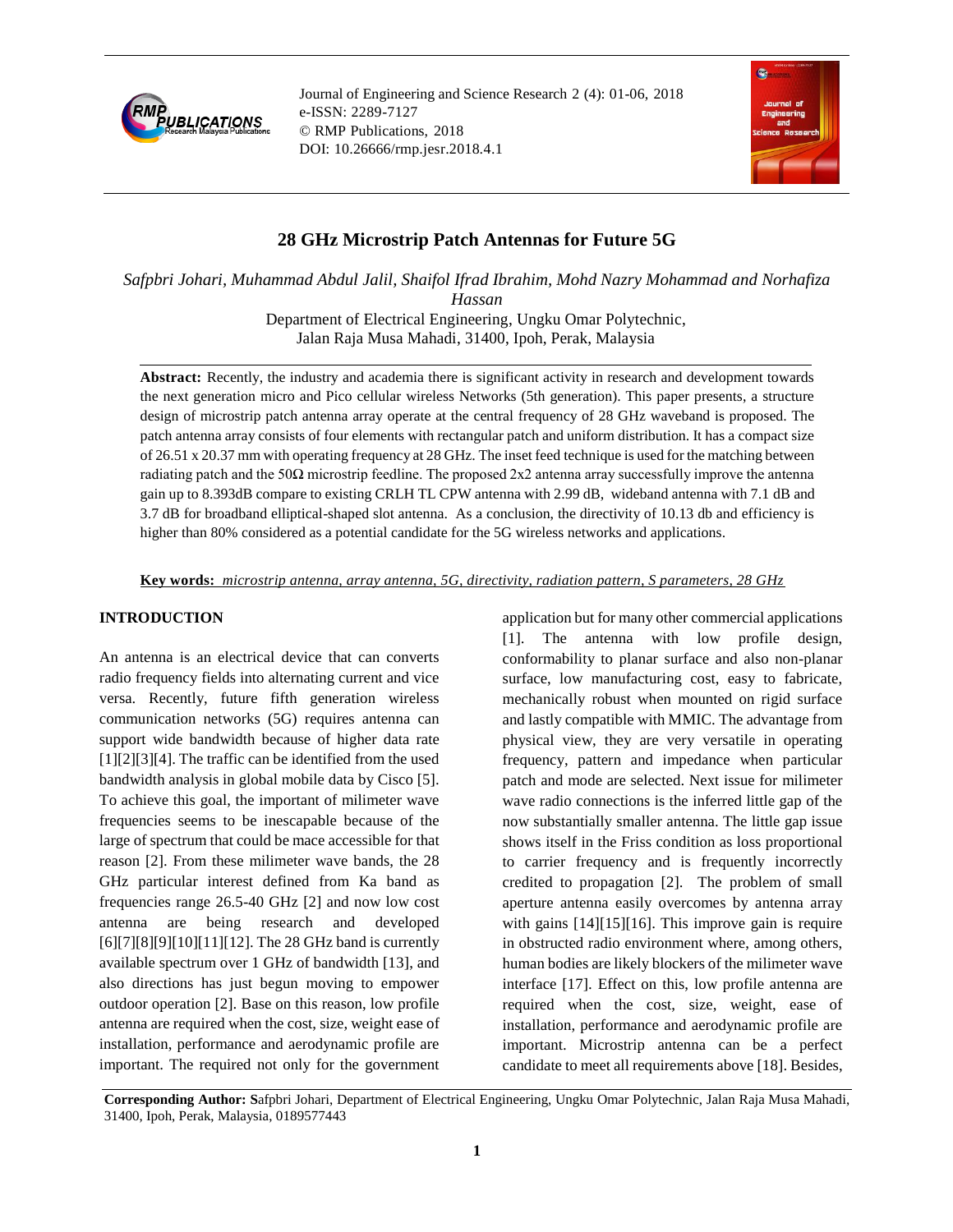# 28 GHz Microstrip Patch Antennas for Future 5G

*Safpbri Johari, Muhammad Abdul Jalil, Shaifol Ifrad Ibrahim, Mohd Nazry Mohammad and Norhafiza Hassan*

Department of Electrical Engineering, Ungku Omar Polytechnic,
Jalan Raja Musa Mahadi, 31400, Ipoh, Perak, Malaysia

**Abstract:** Recently, the industry and academia there is significant activity in research and development towards the next generation micro and Pico cellular wireless Networks (5th generation). This paper presents, a structure design of microstrip patch antenna array operate at the central frequency of 28 GHz waveband is proposed. The patch antenna array consists of four elements with rectangular patch and uniform distribution. It has a compact size of 26.51 x 20.37 mm with operating frequency at 28 GHz. The inset feed technique is used for the matching between radiating patch and the 50Ω microstrip feedline. The proposed 2x2 antenna array successfully improve the antenna gain up to 8.393dB compare to existing CRLH TL CPW antenna with 2.99 dB, wideband antenna with 7.1 dB and 3.7 dB for broadband elliptical-shaped slot antenna. As a conclusion, the directivity of 10.13 db and efficiency is higher than 80% considered as a potential candidate for the 5G wireless networks and applications.

**Key words:** *microstrip antenna, array antenna, 5G, directivity, radiation pattern, S parameters, 28 GHz*

## INTRODUCTION

An antenna is an electrical device that can converts radio frequency fields into alternating current and vice versa. Recently, future fifth generation wireless communication networks (5G) requires antenna can support wide bandwidth because of higher data rate [1][2][3][4]. The traffic can be identified from the used bandwidth analysis in global mobile data by Cisco [5]. To achieve this goal, the important of milimeter wave frequencies seems to be inescapable because of the large of spectrum that could be mace accessible for that reason [2]. From these milimeter wave bands, the 28 GHz particular interest defined from Ka band as frequencies range 26.5-40 GHz [2] and now low cost antenna are being research and developed [6][7][8][9][10][11][12]. The 28 GHz band is currently available spectrum over 1 GHz of bandwidth [13], and also directions has just begun moving to empower outdoor operation [2]. Base on this reason, low profile antenna are required when the cost, size, weight ease of installation, performance and aerodynamic profile are important. The required not only for the government application but for many other commercial applications [1]. The antenna with low profile design, conformability to planar surface and also non-planar surface, low manufacturing cost, easy to fabricate, mechanically robust when mounted on rigid surface and lastly compatible with MMIC. The advantage from physical view, they are very versatile in operating frequency, pattern and impedance when particular patch and mode are selected. Next issue for milimeter wave radio connections is the inferred little gap of the now substantially smaller antenna. The little gap issue shows itself in the Friss condition as loss proportional to carrier frequency and is frequently incorrectly credited to propagation [2]. The problem of small aperture antenna easily overcomes by antenna array with gains [14][15][16]. This improve gain is require in obstructed radio environment where, among others, human bodies are likely blockers of the milimeter wave interface [17]. Effect on this, low profile antenna are required when the cost, size, weight, ease of installation, performance and aerodynamic profile are important. Microstrip antenna can be a perfect candidate to meet all requirements above [18]. Besides,

**Corresponding Author: S**afpbri Johari, Department of Electrical Engineering, Ungku Omar Polytechnic, Jalan Raja Musa Mahadi, 31400, Ipoh, Perak, Malaysia, 0189577443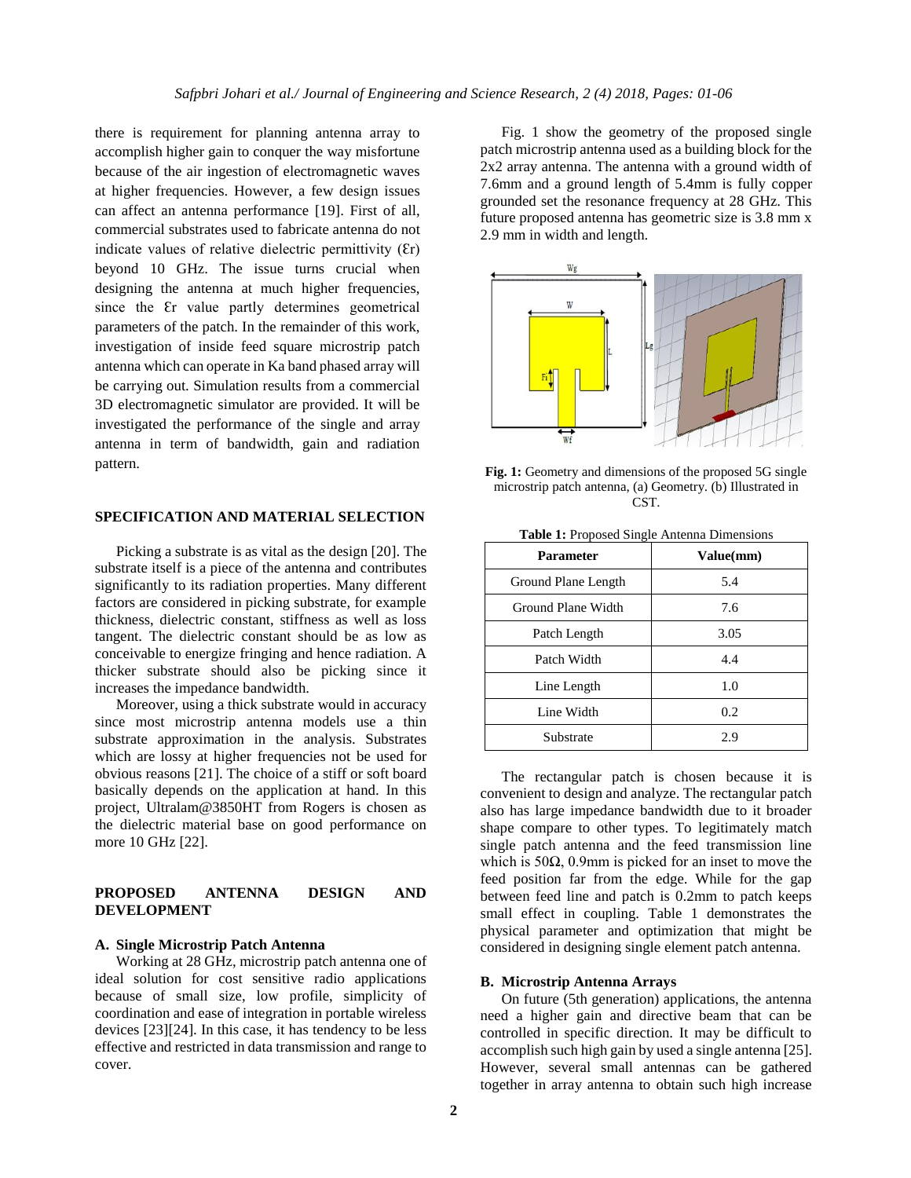there is requirement for planning antenna array to accomplish higher gain to conquer the way misfortune because of the air ingestion of electromagnetic waves at higher frequencies. However, a few design issues can affect an antenna performance [19]. First of all, commercial substrates used to fabricate antenna do not indicate values of relative dielectric permittivity (Ɛr) beyond 10 GHz. The issue turns crucial when designing the antenna at much higher frequencies, since the Ɛr value partly determines geometrical parameters of the patch. In the remainder of this work, investigation of inside feed square microstrip patch antenna which can operate in Ka band phased array will be carrying out. Simulation results from a commercial 3D electromagnetic simulator are provided. It will be investigated the performance of the single and array antenna in term of bandwidth, gain and radiation pattern.

## SPECIFICATION AND MATERIAL SELECTION

Picking a substrate is as vital as the design [20]. The substrate itself is a piece of the antenna and contributes significantly to its radiation properties. Many different factors are considered in picking substrate, for example thickness, dielectric constant, stiffness as well as loss tangent. The dielectric constant should be as low as conceivable to energize fringing and hence radiation. A thicker substrate should also be picking since it increases the impedance bandwidth.

Moreover, using a thick substrate would in accuracy since most microstrip antenna models use a thin substrate approximation in the analysis. Substrates which are lossy at higher frequencies not be used for obvious reasons [21]. The choice of a stiff or soft board basically depends on the application at hand. In this project, Ultralam@3850HT from Rogers is chosen as the dielectric material base on good performance on more 10 GHz [22].

## PROPOSED ANTENNA DESIGN AND DEVELOPMENT

### A. Single Microstrip Patch Antenna

Working at 28 GHz, microstrip patch antenna one of ideal solution for cost sensitive radio applications because of small size, low profile, simplicity of coordination and ease of integration in portable wireless devices [23][24]. In this case, it has tendency to be less effective and restricted in data transmission and range to cover.

Fig. 1 show the geometry of the proposed single patch microstrip antenna used as a building block for the 2x2 array antenna. The antenna with a ground width of 7.6mm and a ground length of 5.4mm is fully copper grounded set the resonance frequency at 28 GHz. This future proposed antenna has geometric size is 3.8 mm x 2.9 mm in width and length.

**Fig. 1:** Geometry and dimensions of the proposed 5G single microstrip patch antenna, (a) Geometry. (b) Illustrated in CST.

**Table 1:** Proposed Single Antenna Dimensions

| Parameter | Value(mm) |
|---|---|
| Ground Plane Length | 5.4 |
| Ground Plane Width | 7.6 |
| Patch Length | 3.05 |
| Patch Width | 4.4 |
| Line Length | 1.0 |
| Line Width | 0.2 |
| Substrate | 2.9 |

The rectangular patch is chosen because it is convenient to design and analyze. The rectangular patch also has large impedance bandwidth due to it broader shape compare to other types. To legitimately match single patch antenna and the feed transmission line which is 50Ω, 0.9mm is picked for an inset to move the feed position far from the edge. While for the gap between feed line and patch is 0.2mm to patch keeps small effect in coupling. Table 1 demonstrates the physical parameter and optimization that might be considered in designing single element patch antenna.

### B. Microstrip Antenna Arrays

On future (5th generation) applications, the antenna need a higher gain and directive beam that can be controlled in specific direction. It may be difficult to accomplish such high gain by used a single antenna [25]. However, several small antennas can be gathered together in array antenna to obtain such high increase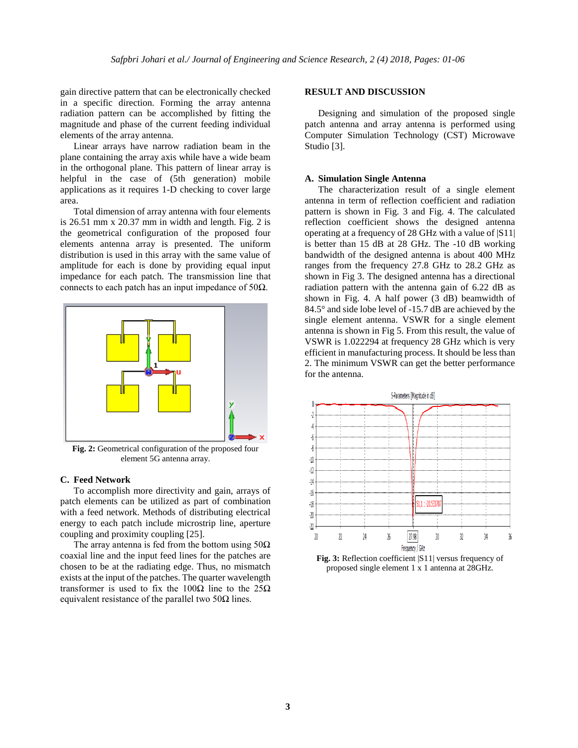gain directive pattern that can be electronically checked in a specific direction. Forming the array antenna radiation pattern can be accomplished by fitting the magnitude and phase of the current feeding individual elements of the array antenna.

Linear arrays have narrow radiation beam in the plane containing the array axis while have a wide beam in the orthogonal plane. This pattern of linear array is helpful in the case of (5th generation) mobile applications as it requires 1-D checking to cover large area.

Total dimension of array antenna with four elements is 26.51 mm x 20.37 mm in width and length. Fig. 2 is the geometrical configuration of the proposed four elements antenna array is presented. The uniform distribution is used in this array with the same value of amplitude for each is done by providing equal input impedance for each patch. The transmission line that connects to each patch has an input impedance of 50Ω.

**Fig. 2:** Geometrical configuration of the proposed four element 5G antenna array.

## C. Feed Network

To accomplish more directivity and gain, arrays of patch elements can be utilized as part of combination with a feed network. Methods of distributing electrical energy to each patch include microstrip line, aperture coupling and proximity coupling [25].

The array antenna is fed from the bottom using 50Ω coaxial line and the input feed lines for the patches are chosen to be at the radiating edge. Thus, no mismatch exists at the input of the patches. The quarter wavelength transformer is used to fix the 100Ω line to the 25Ω equivalent resistance of the parallel two 50Ω lines.

## RESULT AND DISCUSSION

Designing and simulation of the proposed single patch antenna and array antenna is performed using Computer Simulation Technology (CST) Microwave Studio [3].

## A. Simulation Single Antenna

The characterization result of a single element antenna in term of reflection coefficient and radiation pattern is shown in Fig. 3 and Fig. 4. The calculated reflection coefficient shows the designed antenna operating at a frequency of 28 GHz with a value of |S11| is better than 15 dB at 28 GHz. The -10 dB working bandwidth of the designed antenna is about 400 MHz ranges from the frequency 27.8 GHz to 28.2 GHz as shown in Fig 3. The designed antenna has a directional radiation pattern with the antenna gain of 6.22 dB as shown in Fig. 4. A half power (3 dB) beamwidth of 84.5° and side lobe level of -15.7 dB are achieved by the single element antenna. VSWR for a single element antenna is shown in Fig 5. From this result, the value of VSWR is 1.022294 at frequency 28 GHz which is very efficient in manufacturing process. It should be less than 2. The minimum VSWR can get the better performance for the antenna.

**Fig. 3:** Reflection coefficient |S11| versus frequency of proposed single element 1 x 1 antenna at 28GHz.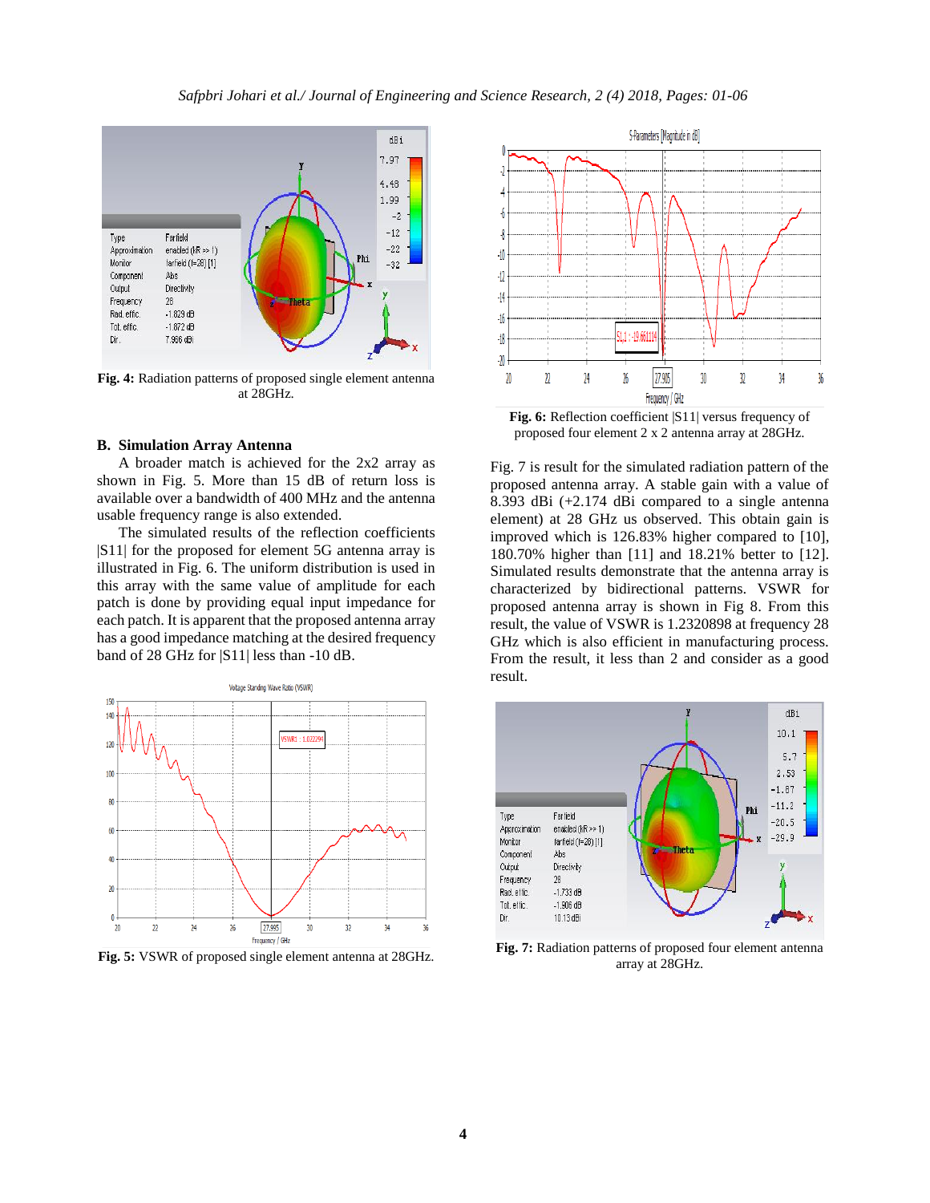**Fig. 4:** Radiation patterns of proposed single element antenna at 28GHz.

### B. Simulation Array Antenna

A broader match is achieved for the 2x2 array as shown in Fig. 5. More than 15 dB of return loss is available over a bandwidth of 400 MHz and the antenna usable frequency range is also extended.

The simulated results of the reflection coefficients |S11| for the proposed for element 5G antenna array is illustrated in Fig. 6. The uniform distribution is used in this array with the same value of amplitude for each patch is done by providing equal input impedance for each patch. It is apparent that the proposed antenna array has a good impedance matching at the desired frequency band of 28 GHz for |S11| less than -10 dB.

**Fig. 5:** VSWR of proposed single element antenna at 28GHz.

**Fig. 6:** Reflection coefficient |S11| versus frequency of proposed four element 2 x 2 antenna array at 28GHz.

Fig. 7 is result for the simulated radiation pattern of the proposed antenna array. A stable gain with a value of 8.393 dBi (+2.174 dBi compared to a single antenna element) at 28 GHz us observed. This obtain gain is improved which is 126.83% higher compared to [10], 180.70% higher than [11] and 18.21% better to [12]. Simulated results demonstrate that the antenna array is characterized by bidirectional patterns. VSWR for proposed antenna array is shown in Fig 8. From this result, the value of VSWR is 1.2320898 at frequency 28 GHz which is also efficient in manufacturing process. From the result, it less than 2 and consider as a good result.

**Fig. 7:** Radiation patterns of proposed four element antenna array at 28GHz.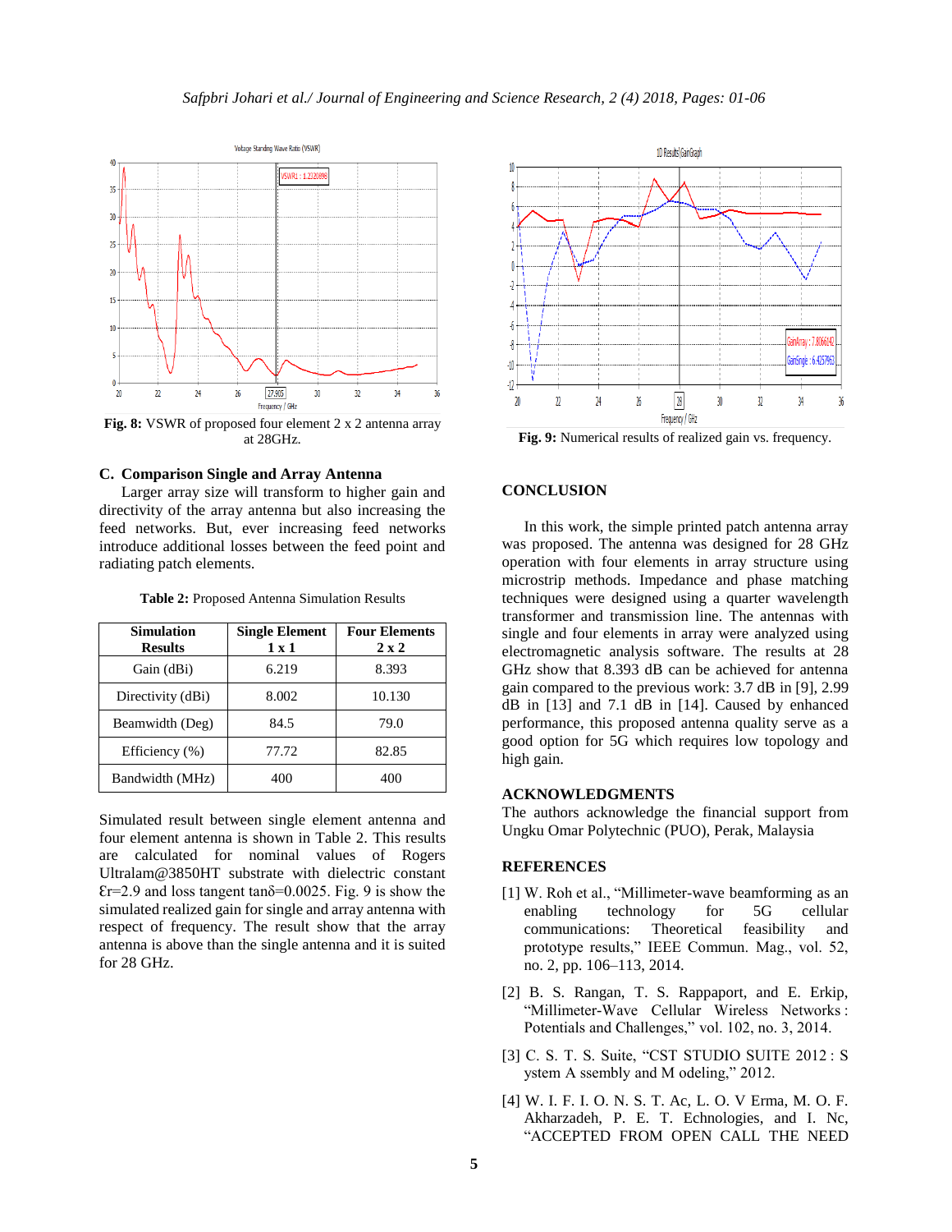Fig. 8: VSWR of proposed four element 2 x 2 antenna array at 28GHz.

Fig. 9: Numerical results of realized gain vs. frequency.

### C. Comparison Single and Array Antenna

Larger array size will transform to higher gain and directivity of the array antenna but also increasing the feed networks. But, ever increasing feed networks introduce additional losses between the feed point and radiating patch elements.

**Table 2:** Proposed Antenna Simulation Results

| Simulation Results | Single Element 1 x 1 | Four Elements 2 x 2 |
|---|---|---|
| Gain (dBi) | 6.219 | 8.393 |
| Directivity (dBi) | 8.002 | 10.130 |
| Beamwidth (Deg) | 84.5 | 79.0 |
| Efficiency (%) | 77.72 | 82.85 |
| Bandwidth (MHz) | 400 | 400 |

Simulated result between single element antenna and four element antenna is shown in Table 2. This results are calculated for nominal values of Rogers Ultralam@3850HT substrate with dielectric constant $\varepsilon_r$=2.9 and loss tangent tanδ=0.0025. Fig. 9 is show the simulated realized gain for single and array antenna with respect of frequency. The result show that the array antenna is above than the single antenna and it is suited for 28 GHz.

## CONCLUSION

In this work, the simple printed patch antenna array was proposed. The antenna was designed for 28 GHz operation with four elements in array structure using microstrip methods. Impedance and phase matching techniques were designed using a quarter wavelength transformer and transmission line. The antennas with single and four elements in array were analyzed using electromagnetic analysis software. The results at 28 GHz show that 8.393 dB can be achieved for antenna gain compared to the previous work: 3.7 dB in [9], 2.99 dB in [13] and 7.1 dB in [14]. Caused by enhanced performance, this proposed antenna quality serve as a good option for 5G which requires low topology and high gain.

## ACKNOWLEDGMENTS

The authors acknowledge the financial support from Ungku Omar Polytechnic (PUO), Perak, Malaysia

## REFERENCES

[1] W. Roh et al., "Millimeter-wave beamforming as an enabling technology for 5G cellular communications: Theoretical feasibility and prototype results," IEEE Commun. Mag., vol. 52, no. 2, pp. 106–113, 2014.

[2] B. S. Rangan, T. S. Rappaport, and E. Erkip, "Millimeter-Wave Cellular Wireless Networks : Potentials and Challenges," vol. 102, no. 3, 2014.

[3] C. S. T. S. Suite, "CST STUDIO SUITE 2012 : S ystem A ssembly and M odeling," 2012.

[4] W. I. F. I. O. N. S. T. Ac, L. O. V Erma, M. O. F. Akharzadeh, P. E. T. Echnologies, and I. Nc, "ACCEPTED FROM OPEN CALL THE NEED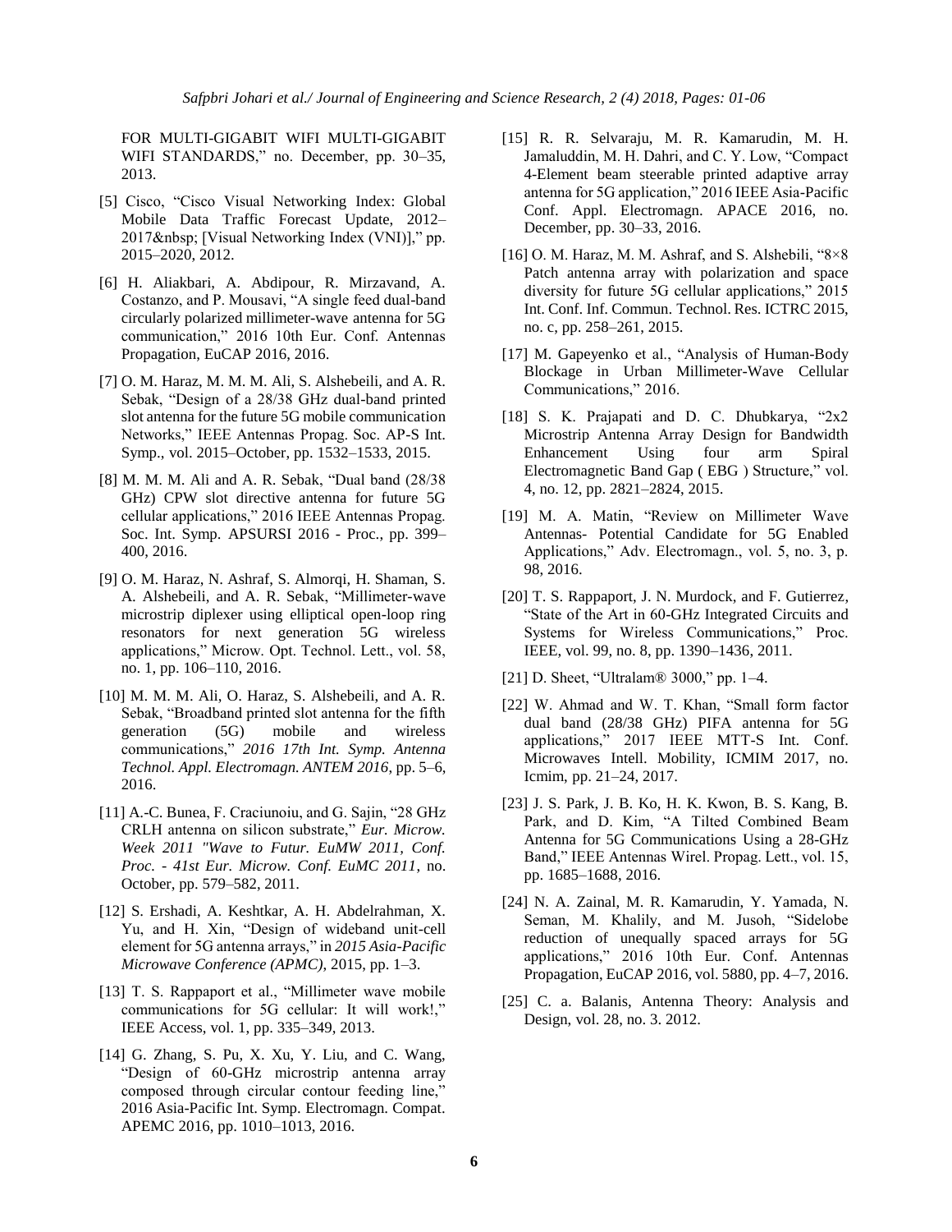FOR MULTI-GIGABIT WIFI MULTI-GIGABIT WIFI STANDARDS," no. December, pp. 30–35, 2013.

[5] Cisco, "Cisco Visual Networking Index: Global Mobile Data Traffic Forecast Update, 2012–2017&nbsp; [Visual Networking Index (VNI)]," pp. 2015–2020, 2012.

[6] H. Aliakbari, A. Abdipour, R. Mirzavand, A. Costanzo, and P. Mousavi, "A single feed dual-band circularly polarized millimeter-wave antenna for 5G communication," 2016 10th Eur. Conf. Antennas Propagation, EuCAP 2016, 2016.

[7] O. M. Haraz, M. M. M. Ali, S. Alshebeili, and A. R. Sebak, "Design of a 28/38 GHz dual-band printed slot antenna for the future 5G mobile communication Networks," IEEE Antennas Propag. Soc. AP-S Int. Symp., vol. 2015–October, pp. 1532–1533, 2015.

[8] M. M. M. Ali and A. R. Sebak, "Dual band (28/38 GHz) CPW slot directive antenna for future 5G cellular applications," 2016 IEEE Antennas Propag. Soc. Int. Symp. APSURSI 2016 - Proc., pp. 399–400, 2016.

[9] O. M. Haraz, N. Ashraf, S. Almorqi, H. Shaman, S. A. Alshebeili, and A. R. Sebak, "Millimeter-wave microstrip diplexer using elliptical open-loop ring resonators for next generation 5G wireless applications," Microw. Opt. Technol. Lett., vol. 58, no. 1, pp. 106–110, 2016.

[10] M. M. M. Ali, O. Haraz, S. Alshebeili, and A. R. Sebak, "Broadband printed slot antenna for the fifth generation (5G) mobile and wireless communications," *2016 17th Int. Symp. Antenna Technol. Appl. Electromagn. ANTEM 2016*, pp. 5–6, 2016.

[11] A.-C. Bunea, F. Craciunoiu, and G. Sajin, "28 GHz CRLH antenna on silicon substrate," *Eur. Microw. Week 2011 "Wave to Futur. EuMW 2011, Conf. Proc. - 41st Eur. Microw. Conf. EuMC 2011*, no. October, pp. 579–582, 2011.

[12] S. Ershadi, A. Keshtkar, A. H. Abdelrahman, X. Yu, and H. Xin, "Design of wideband unit-cell element for 5G antenna arrays," in *2015 Asia-Pacific Microwave Conference (APMC)*, 2015, pp. 1–3.

[13] T. S. Rappaport et al., "Millimeter wave mobile communications for 5G cellular: It will work!," IEEE Access, vol. 1, pp. 335–349, 2013.

[14] G. Zhang, S. Pu, X. Xu, Y. Liu, and C. Wang, "Design of 60-GHz microstrip antenna array composed through circular contour feeding line," 2016 Asia-Pacific Int. Symp. Electromagn. Compat. APEMC 2016, pp. 1010–1013, 2016.

[15] R. R. Selvaraju, M. R. Kamarudin, M. H. Jamaluddin, M. H. Dahri, and C. Y. Low, "Compact 4-Element beam steerable printed adaptive array antenna for 5G application," 2016 IEEE Asia-Pacific Conf. Appl. Electromagn. APACE 2016, no. December, pp. 30–33, 2016.

[16] O. M. Haraz, M. M. Ashraf, and S. Alshebili, "8×8 Patch antenna array with polarization and space diversity for future 5G cellular applications," 2015 Int. Conf. Inf. Commun. Technol. Res. ICTRC 2015, no. c, pp. 258–261, 2015.

[17] M. Gapeyenko et al., "Analysis of Human-Body Blockage in Urban Millimeter-Wave Cellular Communications," 2016.

[18] S. K. Prajapati and D. C. Dhubkarya, "2x2 Microstrip Antenna Array Design for Bandwidth Enhancement Using four arm Spiral Electromagnetic Band Gap ( EBG ) Structure," vol. 4, no. 12, pp. 2821–2824, 2015.

[19] M. A. Matin, "Review on Millimeter Wave Antennas- Potential Candidate for 5G Enabled Applications," Adv. Electromagn., vol. 5, no. 3, p. 98, 2016.

[20] T. S. Rappaport, J. N. Murdock, and F. Gutierrez, "State of the Art in 60-GHz Integrated Circuits and Systems for Wireless Communications," Proc. IEEE, vol. 99, no. 8, pp. 1390–1436, 2011.

[21] D. Sheet, "Ultralam® 3000," pp. 1–4.

[22] W. Ahmad and W. T. Khan, "Small form factor dual band (28/38 GHz) PIFA antenna for 5G applications," 2017 IEEE MTT-S Int. Conf. Microwaves Intell. Mobility, ICMIM 2017, no. Icmim, pp. 21–24, 2017.

[23] J. S. Park, J. B. Ko, H. K. Kwon, B. S. Kang, B. Park, and D. Kim, "A Tilted Combined Beam Antenna for 5G Communications Using a 28-GHz Band," IEEE Antennas Wirel. Propag. Lett., vol. 15, pp. 1685–1688, 2016.

[24] N. A. Zainal, M. R. Kamarudin, Y. Yamada, N. Seman, M. Khalily, and M. Jusoh, "Sidelobe reduction of unequally spaced arrays for 5G applications," 2016 10th Eur. Conf. Antennas Propagation, EuCAP 2016, vol. 5880, pp. 4–7, 2016.

[25] C. a. Balanis, Antenna Theory: Analysis and Design, vol. 28, no. 3. 2012.